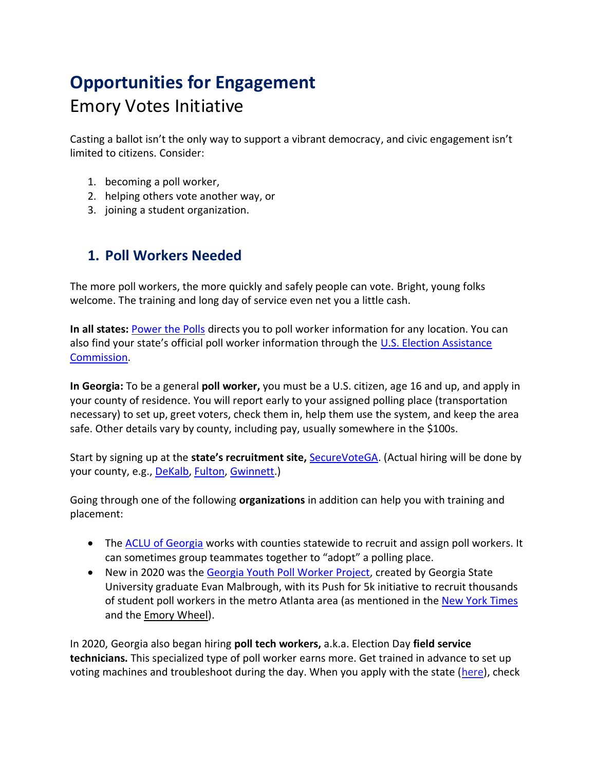# Opportunities for Engagement

Emory Votes Initiative

Casting a ballot isn't the only way to support a vibrant democracy, and civic engagement isn't limited to citizens. Consider:

1. becoming a poll worker,
2. helping others vote another way, or
3. joining a student organization.

## 1. Poll Workers Needed

The more poll workers, the more quickly and safely people can vote. Bright, young folks welcome. The training and long day of service even net you a little cash.

**In all states:** Power the Polls directs you to poll worker information for any location. You can also find your state's official poll worker information through the U.S. Election Assistance Commission.

**In Georgia:** To be a general **poll worker,** you must be a U.S. citizen, age 16 and up, and apply in your county of residence. You will report early to your assigned polling place (transportation necessary) to set up, greet voters, check them in, help them use the system, and keep the area safe. Other details vary by county, including pay, usually somewhere in the $100s.

Start by signing up at the **state's recruitment site,** SecureVoteGA. (Actual hiring will be done by your county, e.g., DeKalb, Fulton, Gwinnett.)

Going through one of the following **organizations** in addition can help you with training and placement:

- The ACLU of Georgia works with counties statewide to recruit and assign poll workers. It can sometimes group teammates together to "adopt" a polling place.
- New in 2020 was the Georgia Youth Poll Worker Project, created by Georgia State University graduate Evan Malbrough, with its Push for 5k initiative to recruit thousands of student poll workers in the metro Atlanta area (as mentioned in the New York Times and the Emory Wheel).

In 2020, Georgia also began hiring **poll tech workers,** a.k.a. Election Day **field service technicians.** This specialized type of poll worker earns more. Get trained in advance to set up voting machines and troubleshoot during the day. When you apply with the state (here), check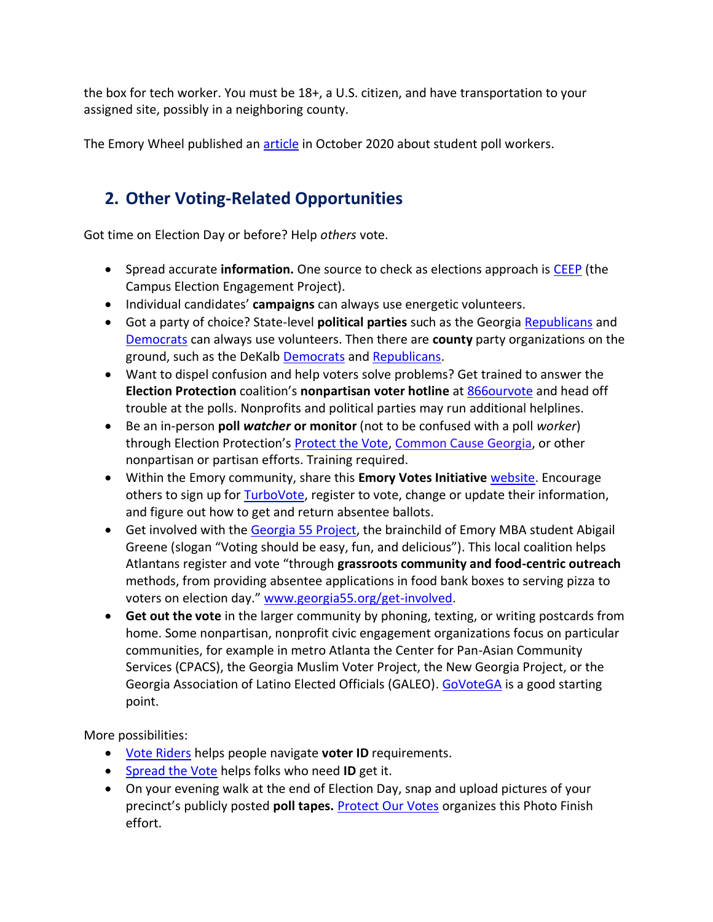the box for tech worker. You must be 18+, a U.S. citizen, and have transportation to your assigned site, possibly in a neighboring county.

The Emory Wheel published an article in October 2020 about student poll workers.

## 2. Other Voting-Related Opportunities

Got time on Election Day or before? Help *others* vote.

- Spread accurate **information.** One source to check as elections approach is CEEP (the Campus Election Engagement Project).
- Individual candidates' **campaigns** can always use energetic volunteers.
- Got a party of choice? State-level **political parties** such as the Georgia Republicans and Democrats can always use volunteers. Then there are **county** party organizations on the ground, such as the DeKalb Democrats and Republicans.
- Want to dispel confusion and help voters solve problems? Get trained to answer the **Election Protection** coalition's **nonpartisan voter hotline** at 866ourvote and head off trouble at the polls. Nonprofits and political parties may run additional helplines.
- Be an in-person **poll *watcher* or monitor** (not to be confused with a poll *worker*) through Election Protection's Protect the Vote, Common Cause Georgia, or other nonpartisan or partisan efforts. Training required.
- Within the Emory community, share this **Emory Votes Initiative** website. Encourage others to sign up for TurboVote, register to vote, change or update their information, and figure out how to get and return absentee ballots.
- Get involved with the Georgia 55 Project, the brainchild of Emory MBA student Abigail Greene (slogan "Voting should be easy, fun, and delicious"). This local coalition helps Atlantans register and vote "through **grassroots community and food-centric outreach** methods, from providing absentee applications in food bank boxes to serving pizza to voters on election day." www.georgia55.org/get-involved.
- **Get out the vote** in the larger community by phoning, texting, or writing postcards from home. Some nonpartisan, nonprofit civic engagement organizations focus on particular communities, for example in metro Atlanta the Center for Pan-Asian Community Services (CPACS), the Georgia Muslim Voter Project, the New Georgia Project, or the Georgia Association of Latino Elected Officials (GALEO). GoVoteGA is a good starting point.

More possibilities:

- Vote Riders helps people navigate **voter ID** requirements.
- Spread the Vote helps folks who need **ID** get it.
- On your evening walk at the end of Election Day, snap and upload pictures of your precinct's publicly posted **poll tapes.** Protect Our Votes organizes this Photo Finish effort.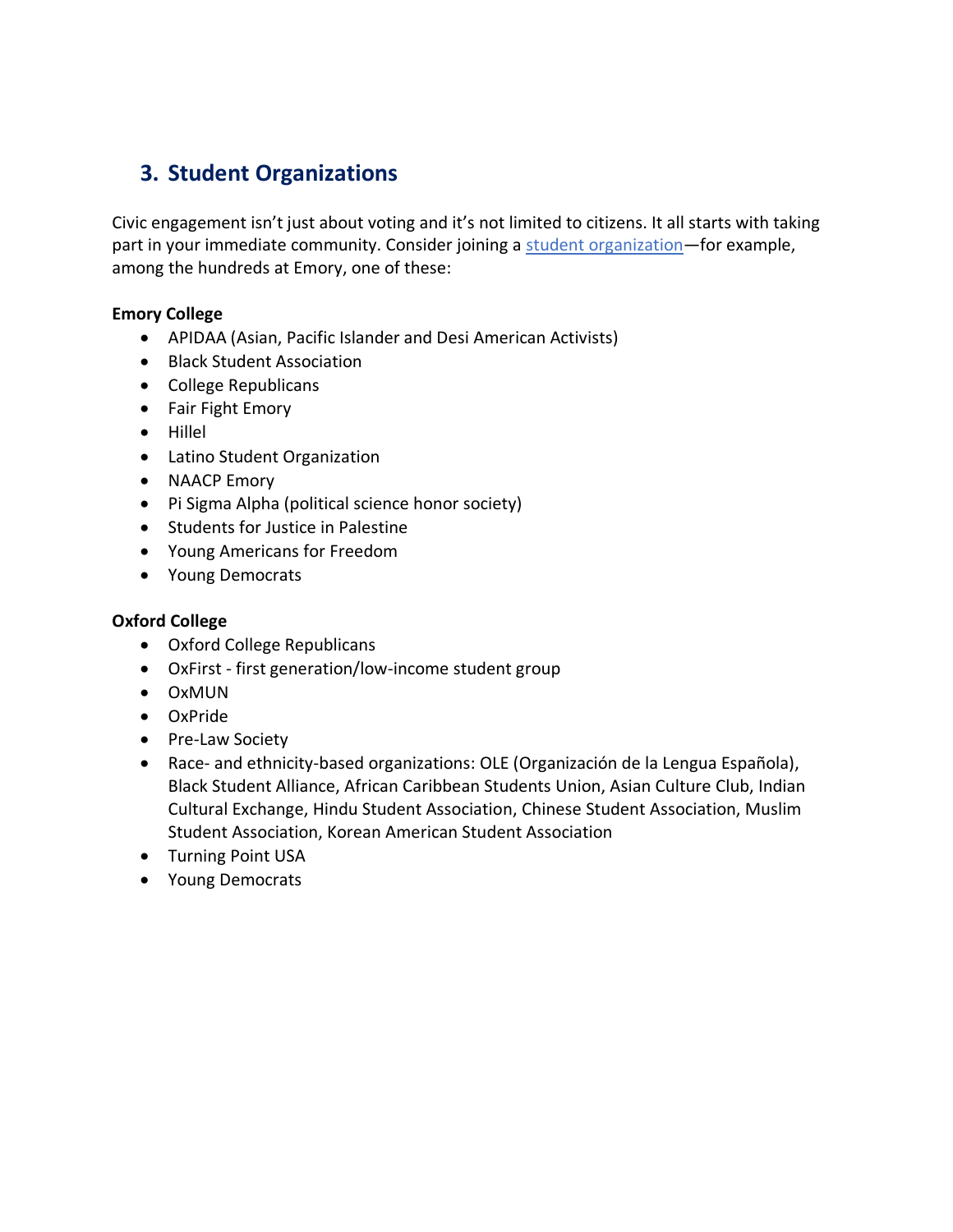## 3. Student Organizations

Civic engagement isn't just about voting and it's not limited to citizens. It all starts with taking part in your immediate community. Consider joining a student organization—for example, among the hundreds at Emory, one of these:

**Emory College**

- APIDAA (Asian, Pacific Islander and Desi American Activists)
- Black Student Association
- College Republicans
- Fair Fight Emory
- Hillel
- Latino Student Organization
- NAACP Emory
- Pi Sigma Alpha (political science honor society)
- Students for Justice in Palestine
- Young Americans for Freedom
- Young Democrats

**Oxford College**

- Oxford College Republicans
- OxFirst - first generation/low-income student group
- OxMUN
- OxPride
- Pre-Law Society
- Race- and ethnicity-based organizations: OLE (Organización de la Lengua Española), Black Student Alliance, African Caribbean Students Union, Asian Culture Club, Indian Cultural Exchange, Hindu Student Association, Chinese Student Association, Muslim Student Association, Korean American Student Association
- Turning Point USA
- Young Democrats